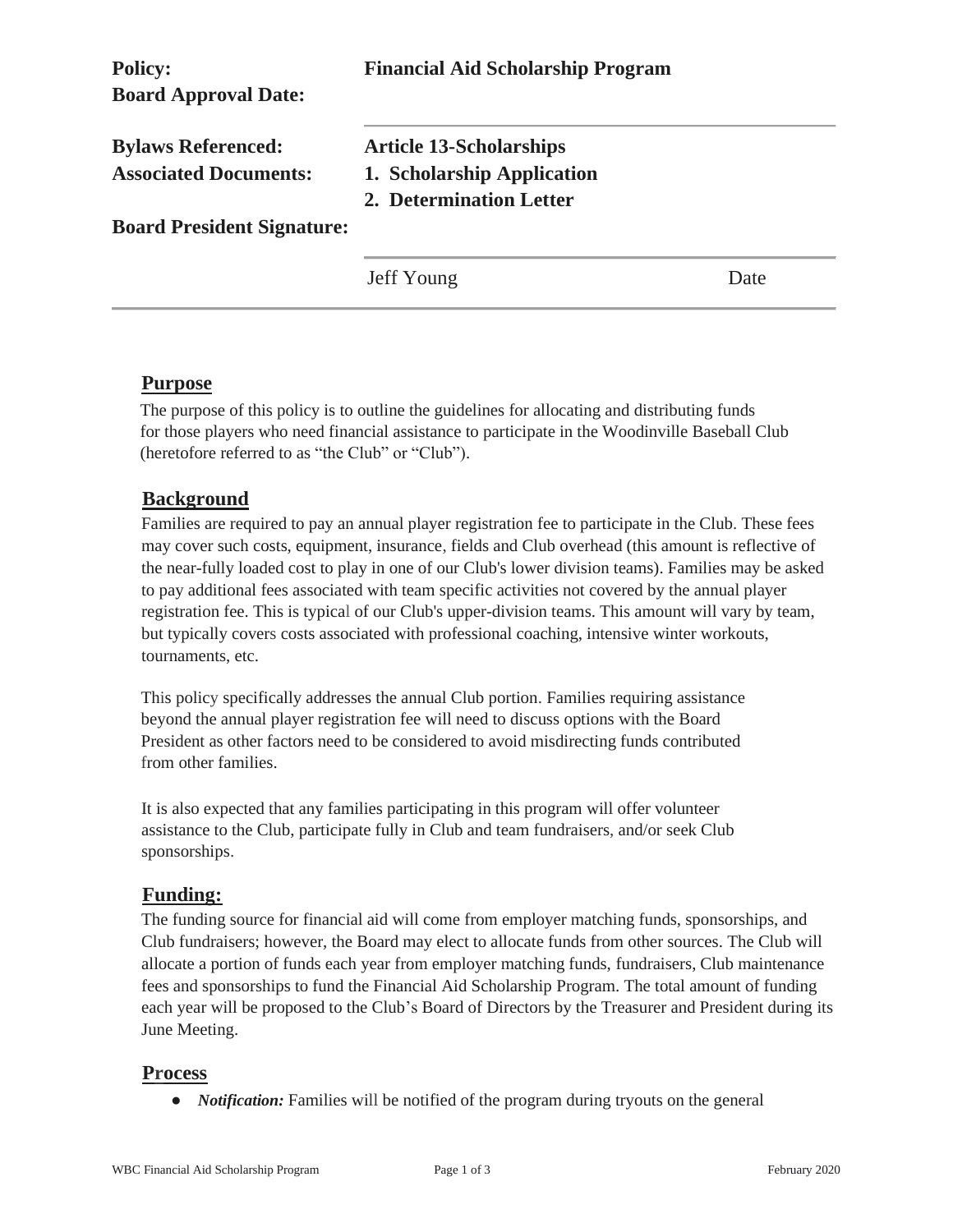| | |
|---|---|
| **Policy:** | **Financial Aid Scholarship Program** |
| **Board Approval Date:** | |
| **Bylaws Referenced:** | **Article 13-Scholarships** |
| **Associated Documents:** | **1. Scholarship Application** |
| | **2. Determination Letter** |
| **Board President Signature:** | |
| | Jeff Young Date |

## Purpose

The purpose of this policy is to outline the guidelines for allocating and distributing funds for those players who need financial assistance to participate in the Woodinville Baseball Club (heretofore referred to as "the Club" or "Club").

## Background

Families are required to pay an annual player registration fee to participate in the Club. These fees may cover such costs, equipment, insurance, fields and Club overhead (this amount is reflective of the near-fully loaded cost to play in one of our Club's lower division teams). Families may be asked to pay additional fees associated with team specific activities not covered by the annual player registration fee. This is typical of our Club's upper-division teams. This amount will vary by team, but typically covers costs associated with professional coaching, intensive winter workouts, tournaments, etc.

This policy specifically addresses the annual Club portion. Families requiring assistance beyond the annual player registration fee will need to discuss options with the Board President as other factors need to be considered to avoid misdirecting funds contributed from other families.

It is also expected that any families participating in this program will offer volunteer assistance to the Club, participate fully in Club and team fundraisers, and/or seek Club sponsorships.

## Funding:

The funding source for financial aid will come from employer matching funds, sponsorships, and Club fundraisers; however, the Board may elect to allocate funds from other sources. The Club will allocate a portion of funds each year from employer matching funds, fundraisers, Club maintenance fees and sponsorships to fund the Financial Aid Scholarship Program. The total amount of funding each year will be proposed to the Club's Board of Directors by the Treasurer and President during its June Meeting.

## Process

- ***Notification:*** Families will be notified of the program during tryouts on the general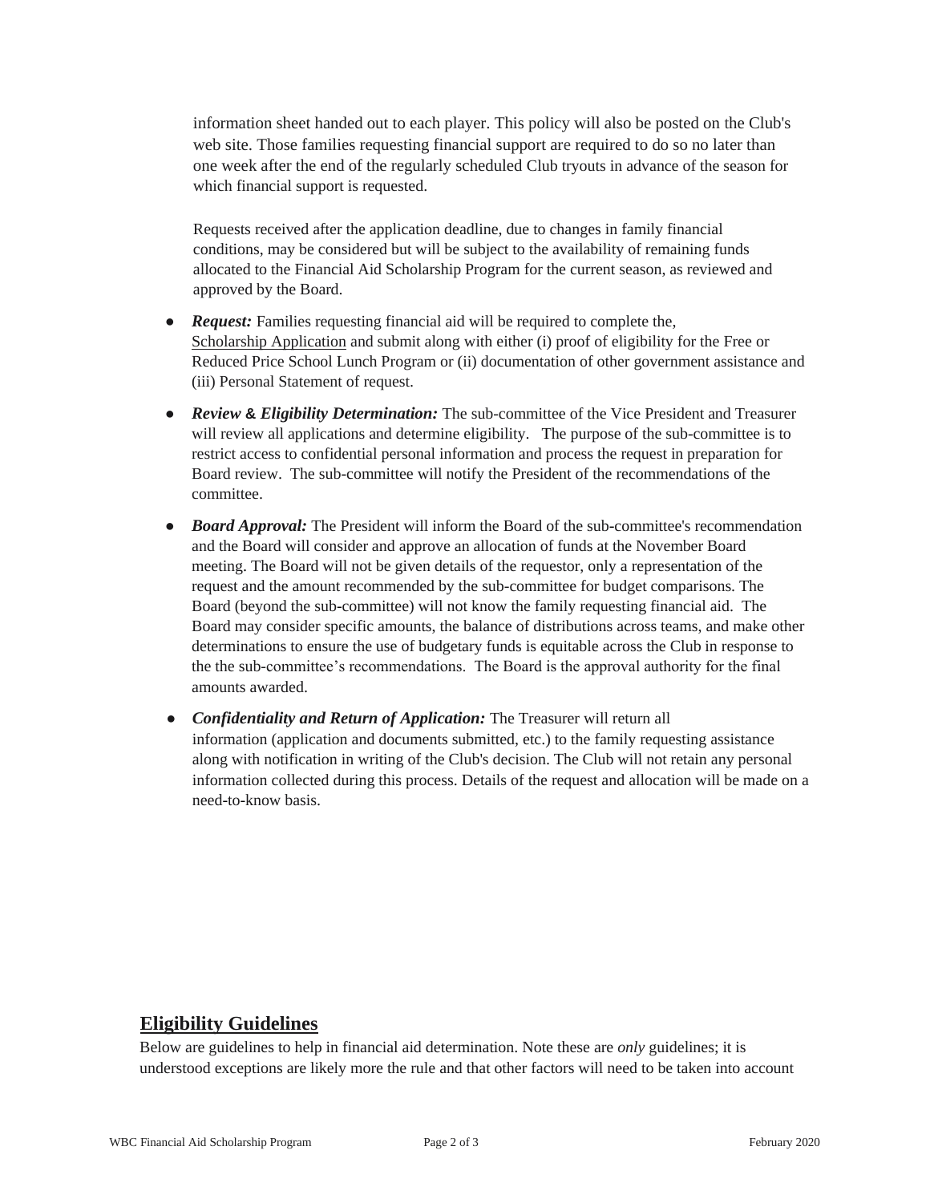information sheet handed out to each player. This policy will also be posted on the Club's web site. Those families requesting financial support are required to do so no later than one week after the end of the regularly scheduled Club tryouts in advance of the season for which financial support is requested.

Requests received after the application deadline, due to changes in family financial conditions, may be considered but will be subject to the availability of remaining funds allocated to the Financial Aid Scholarship Program for the current season, as reviewed and approved by the Board.

- ***Request:*** Families requesting financial aid will be required to complete the, Scholarship Application and submit along with either (i) proof of eligibility for the Free or Reduced Price School Lunch Program or (ii) documentation of other government assistance and (iii) Personal Statement of request.
- ***Review & Eligibility Determination:*** The sub-committee of the Vice President and Treasurer will review all applications and determine eligibility. The purpose of the sub-committee is to restrict access to confidential personal information and process the request in preparation for Board review. The sub-committee will notify the President of the recommendations of the committee.
- ***Board Approval:*** The President will inform the Board of the sub-committee's recommendation and the Board will consider and approve an allocation of funds at the November Board meeting. The Board will not be given details of the requestor, only a representation of the request and the amount recommended by the sub-committee for budget comparisons. The Board (beyond the sub-committee) will not know the family requesting financial aid. The Board may consider specific amounts, the balance of distributions across teams, and make other determinations to ensure the use of budgetary funds is equitable across the Club in response to the the sub-committee's recommendations. The Board is the approval authority for the final amounts awarded.
- ***Confidentiality and Return of Application:*** The Treasurer will return all information (application and documents submitted, etc.) to the family requesting assistance along with notification in writing of the Club's decision. The Club will not retain any personal information collected during this process. Details of the request and allocation will be made on a need-to-know basis.

## Eligibility Guidelines

Below are guidelines to help in financial aid determination. Note these are *only* guidelines; it is understood exceptions are likely more the rule and that other factors will need to be taken into account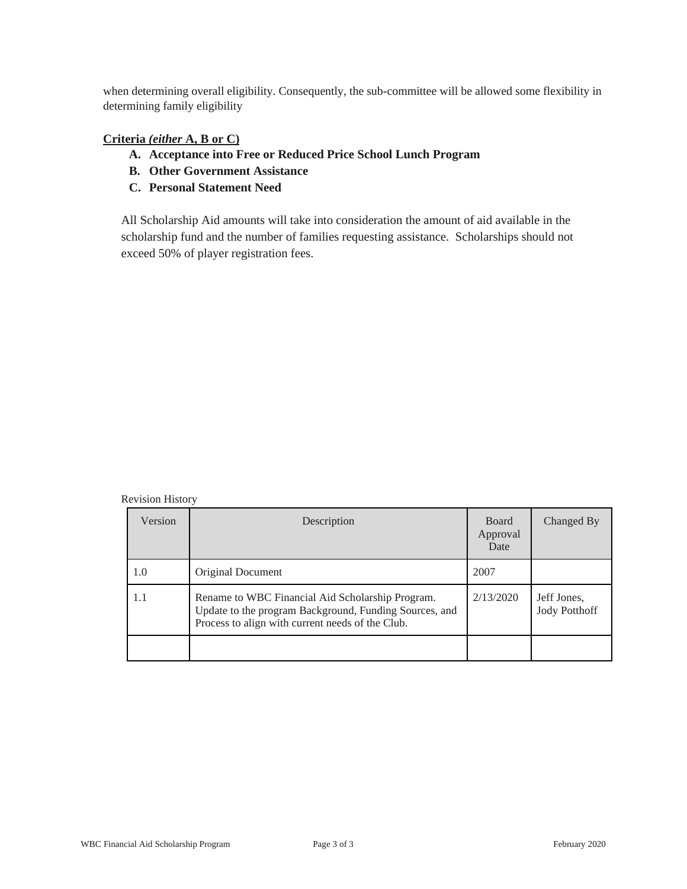when determining overall eligibility. Consequently, the sub-committee will be allowed some flexibility in determining family eligibility

**<u>Criteria *(either* A, B or C)</u>**

- **A. Acceptance into Free or Reduced Price School Lunch Program**
- **B. Other Government Assistance**
- **C. Personal Statement Need**

All Scholarship Aid amounts will take into consideration the amount of aid available in the scholarship fund and the number of families requesting assistance. Scholarships should not exceed 50% of player registration fees.

Revision History

| Version | Description | Board Approval Date | Changed By |
|---|---|---|---|
| 1.0 | Original Document | 2007 | |
| 1.1 | Rename to WBC Financial Aid Scholarship Program. Update to the program Background, Funding Sources, and Process to align with current needs of the Club. | 2/13/2020 | Jeff Jones, Jody Potthoff |
| | | | |